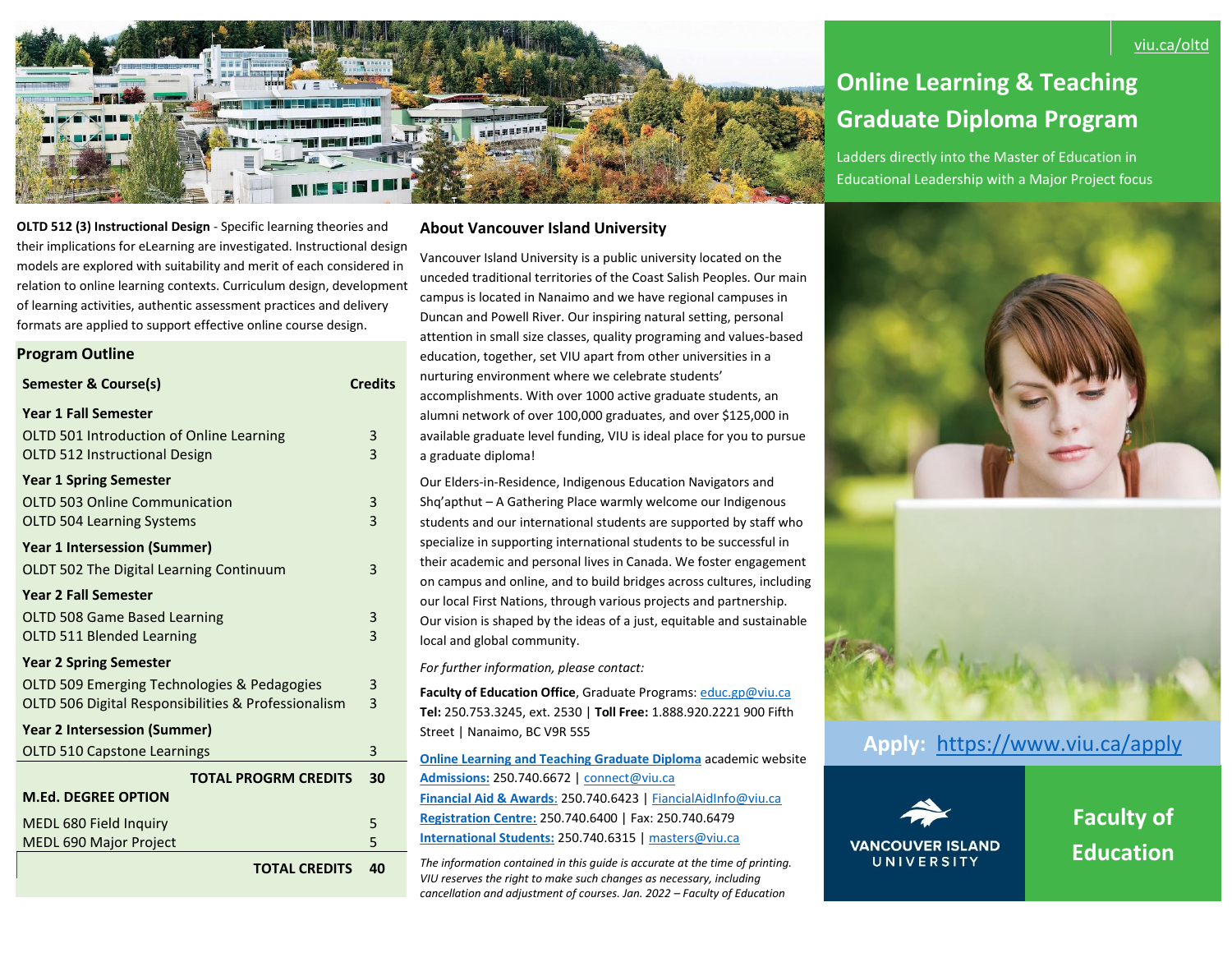viu.ca/oltd

# Online Learning & Teaching Graduate Diploma Program

Ladders directly into the Master of Education in Educational Leadership with a Major Project focus

**OLTD 512 (3) Instructional Design** - Specific learning theories and their implications for eLearning are investigated. Instructional design models are explored with suitability and merit of each considered in relation to online learning contexts. Curriculum design, development of learning activities, authentic assessment practices and delivery formats are applied to support effective online course design.

## Program Outline

| Semester & Course(s) | Credits |
|---|---|
| **Year 1 Fall Semester** | |
| OLTD 501 Introduction of Online Learning | 3 |
| OLTD 512 Instructional Design | 3 |
| **Year 1 Spring Semester** | |
| OLTD 503 Online Communication | 3 |
| OLTD 504 Learning Systems | 3 |
| **Year 1 Intersession (Summer)** | |
| OLDT 502 The Digital Learning Continuum | 3 |
| **Year 2 Fall Semester** | |
| OLTD 508 Game Based Learning | 3 |
| OLTD 511 Blended Learning | 3 |
| **Year 2 Spring Semester** | |
| OLTD 509 Emerging Technologies & Pedagogies | 3 |
| OLTD 506 Digital Responsibilities & Professionalism | 3 |
| **Year 2 Intersession (Summer)** | |
| OLTD 510 Capstone Learnings | 3 |
| **TOTAL PROGRM CREDITS** | **30** |
| **M.Ed. DEGREE OPTION** | |
| MEDL 680 Field Inquiry | 5 |
| MEDL 690 Major Project | 5 |
| **TOTAL CREDITS** | **40** |

## About Vancouver Island University

Vancouver Island University is a public university located on the unceded traditional territories of the Coast Salish Peoples. Our main campus is located in Nanaimo and we have regional campuses in Duncan and Powell River. Our inspiring natural setting, personal attention in small size classes, quality programing and values-based education, together, set VIU apart from other universities in a nurturing environment where we celebrate students' accomplishments. With over 1000 active graduate students, an alumni network of over 100,000 graduates, and over $125,000 in available graduate level funding, VIU is ideal place for you to pursue a graduate diploma!

Our Elders-in-Residence, Indigenous Education Navigators and Shq'apthut – A Gathering Place warmly welcome our Indigenous students and our international students are supported by staff who specialize in supporting international students to be successful in their academic and personal lives in Canada. We foster engagement on campus and online, and to build bridges across cultures, including our local First Nations, through various projects and partnership. Our vision is shaped by the ideas of a just, equitable and sustainable local and global community.

*For further information, please contact:*

**Faculty of Education Office**, Graduate Programs: educ.gp@viu.ca
**Tel:** 250.753.3245, ext. 2530 | **Toll Free:** 1.888.920.2221 900 Fifth Street | Nanaimo, BC V9R 5S5

**Online Learning and Teaching Graduate Diploma** academic website
**Admissions:** 250.740.6672 | connect@viu.ca
**Financial Aid & Awards:** 250.740.6423 | FiancialAidInfo@viu.ca
**Registration Centre:** 250.740.6400 | Fax: 250.740.6479
**International Students:** 250.740.6315 | masters@viu.ca

*The information contained in this guide is accurate at the time of printing. VIU reserves the right to make such changes as necessary, including cancellation and adjustment of courses. Jan. 2022 – Faculty of Education*

**Apply:** https://www.viu.ca/apply

VANCOUVER ISLAND UNIVERSITY

**Faculty of Education**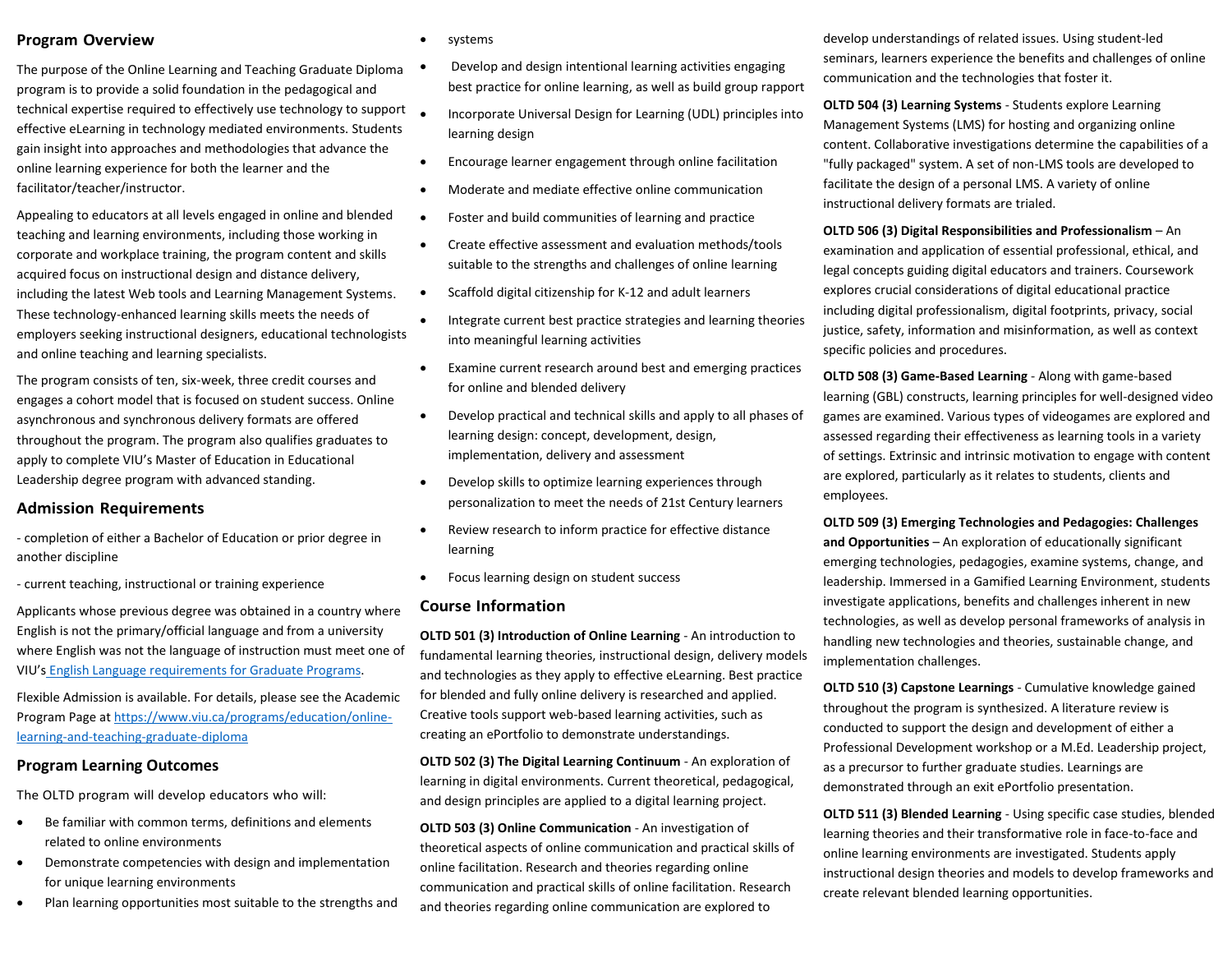## Program Overview

The purpose of the Online Learning and Teaching Graduate Diploma program is to provide a solid foundation in the pedagogical and technical expertise required to effectively use technology to support effective eLearning in technology mediated environments. Students gain insight into approaches and methodologies that advance the online learning experience for both the learner and the facilitator/teacher/instructor.

Appealing to educators at all levels engaged in online and blended teaching and learning environments, including those working in corporate and workplace training, the program content and skills acquired focus on instructional design and distance delivery, including the latest Web tools and Learning Management Systems. These technology-enhanced learning skills meets the needs of employers seeking instructional designers, educational technologists and online teaching and learning specialists.

The program consists of ten, six-week, three credit courses and engages a cohort model that is focused on student success. Online asynchronous and synchronous delivery formats are offered throughout the program. The program also qualifies graduates to apply to complete VIU's Master of Education in Educational Leadership degree program with advanced standing.

## Admission Requirements

- completion of either a Bachelor of Education or prior degree in another discipline

- current teaching, instructional or training experience

Applicants whose previous degree was obtained in a country where English is not the primary/official language and from a university where English was not the language of instruction must meet one of VIU's English Language requirements for Graduate Programs.

Flexible Admission is available. For details, please see the Academic Program Page at https://www.viu.ca/programs/education/online-learning-and-teaching-graduate-diploma

## Program Learning Outcomes

The OLTD program will develop educators who will:

- Be familiar with common terms, definitions and elements related to online environments
- Demonstrate competencies with design and implementation for unique learning environments
- Plan learning opportunities most suitable to the strengths and systems
- Develop and design intentional learning activities engaging best practice for online learning, as well as build group rapport
- Incorporate Universal Design for Learning (UDL) principles into learning design
- Encourage learner engagement through online facilitation
- Moderate and mediate effective online communication
- Foster and build communities of learning and practice
- Create effective assessment and evaluation methods/tools suitable to the strengths and challenges of online learning
- Scaffold digital citizenship for K-12 and adult learners
- Integrate current best practice strategies and learning theories into meaningful learning activities
- Examine current research around best and emerging practices for online and blended delivery
- Develop practical and technical skills and apply to all phases of learning design: concept, development, design, implementation, delivery and assessment
- Develop skills to optimize learning experiences through personalization to meet the needs of 21st Century learners
- Review research to inform practice for effective distance learning
- Focus learning design on student success

## Course Information

**OLTD 501 (3) Introduction of Online Learning** - An introduction to fundamental learning theories, instructional design, delivery models and technologies as they apply to effective eLearning. Best practice for blended and fully online delivery is researched and applied. Creative tools support web-based learning activities, such as creating an ePortfolio to demonstrate understandings.

**OLTD 502 (3) The Digital Learning Continuum** - An exploration of learning in digital environments. Current theoretical, pedagogical, and design principles are applied to a digital learning project.

**OLTD 503 (3) Online Communication** - An investigation of theoretical aspects of online communication and practical skills of online facilitation. Research and theories regarding online communication and practical skills of online facilitation. Research and theories regarding online communication are explored to develop understandings of related issues. Using student-led seminars, learners experience the benefits and challenges of online communication and the technologies that foster it.

**OLTD 504 (3) Learning Systems** - Students explore Learning Management Systems (LMS) for hosting and organizing online content. Collaborative investigations determine the capabilities of a "fully packaged" system. A set of non-LMS tools are developed to facilitate the design of a personal LMS. A variety of online instructional delivery formats are trialed.

**OLTD 506 (3) Digital Responsibilities and Professionalism** – An examination and application of essential professional, ethical, and legal concepts guiding digital educators and trainers. Coursework explores crucial considerations of digital educational practice including digital professionalism, digital footprints, privacy, social justice, safety, information and misinformation, as well as context specific policies and procedures.

**OLTD 508 (3) Game-Based Learning** - Along with game-based learning (GBL) constructs, learning principles for well-designed video games are examined. Various types of videogames are explored and assessed regarding their effectiveness as learning tools in a variety of settings. Extrinsic and intrinsic motivation to engage with content are explored, particularly as it relates to students, clients and employees.

**OLTD 509 (3) Emerging Technologies and Pedagogies: Challenges and Opportunities** – An exploration of educationally significant emerging technologies, pedagogies, examine systems, change, and leadership. Immersed in a Gamified Learning Environment, students investigate applications, benefits and challenges inherent in new technologies, as well as develop personal frameworks of analysis in handling new technologies and theories, sustainable change, and implementation challenges.

**OLTD 510 (3) Capstone Learnings** - Cumulative knowledge gained throughout the program is synthesized. A literature review is conducted to support the design and development of either a Professional Development workshop or a M.Ed. Leadership project, as a precursor to further graduate studies. Learnings are demonstrated through an exit ePortfolio presentation.

**OLTD 511 (3) Blended Learning** - Using specific case studies, blended learning theories and their transformative role in face-to-face and online learning environments are investigated. Students apply instructional design theories and models to develop frameworks and create relevant blended learning opportunities.